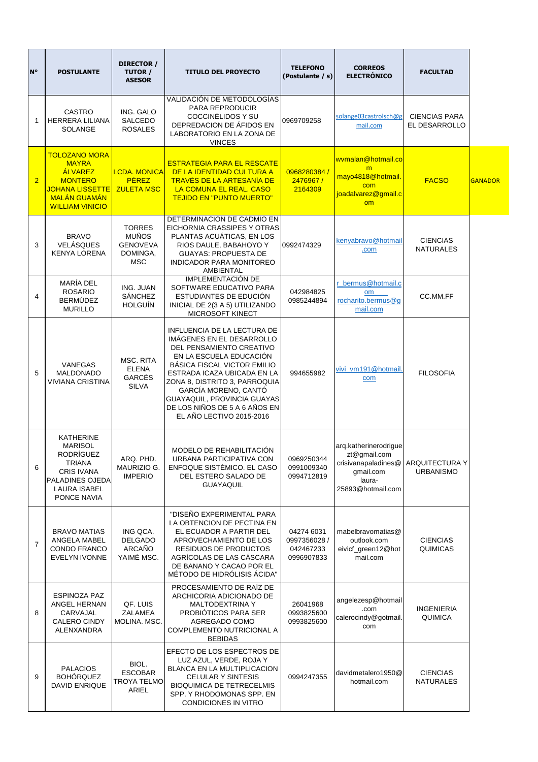| N° | POSTULANTE | DIRECTOR / TUTOR / ASESOR | TITULO DEL PROYECTO | TELEFONO (Postulante / s) | CORREOS ELECTRÓNICO | FACULTAD | |
|---|---|---|---|---|---|---|---|
| 1 | CASTRO HERRERA LILIANA SOLANGE | ING. GALO SALCEDO ROSALES | VALIDACIÓN DE METODOLOGÍAS PARA REPRODUCIR COCCINÉLIDOS Y SU DEPREDACION DE ÁFIDOS EN LABORATORIO EN LA ZONA DE VINCES | 0969709258 | solange03castrolsch@gmail.com | CIENCIAS PARA EL DESARROLLO | |
| 2 | TOLOZANO MORA MAYRA ÁLVAREZ MONTERO JOHANA LISSETTE MALÁN GUAMÁN WILLIAM VINICIO | LCDA. MONICA PÉREZ ZULETA MSC | ESTRATEGIA PARA EL RESCATE DE LA IDENTIDAD CULTURA A TRAVÉS DE LA ARTESANÍA DE LA COMUNA EL REAL. CASO TEJIDO EN "PUNTO MUERTO" | 0968280384 / 2476967 / 2164309 | wvmalan@hotmail.com mayo4818@hotmail.com joadalvarez@gmail.com | FACSO | GANADOR |
| 3 | BRAVO VELÁSQUES KENYA LORENA | TORRES MUÑOS GENOVEVA DOMINGA, MSC | DETERMINACION DE CADMIO EN EICHORNIA CRASSIPES Y OTRAS PLANTAS ACUÁTICAS, EN LOS RIOS DAULE, BABAHOYO Y GUAYAS: PROPUESTA DE INDICADOR PARA MONITOREO AMBIENTAL | 0992474329 | kenyabravo@hotmail.com | CIENCIAS NATURALES | |
| 4 | MARÍA DEL ROSARIO BERMÚDEZ MURILLO | ING. JUAN SÁNCHEZ HOLGUÍN | IMPLEMENTACIÓN DE SOFTWARE EDUCATIVO PARA ESTUDIANTES DE EDUCIÓN INICIAL DE 2(3 A 5) UTILIZANDO MICROSOFT KINECT | 042984825 0985244894 | r_bermus@hotmail.com rocharito.bermus@gmail.com | CC.MM.FF | |
| 5 | VANEGAS MALDONADO VIVIANA CRISTINA | MSC. RITA ELENA GARCÉS SILVA | INFLUENCIA DE LA LECTURA DE IMÁGENES EN EL DESARROLLO DEL PENSAMIENTO CREATIVO EN LA ESCUELA EDUCACIÓN BÁSICA FISCAL VICTOR EMILIO ESTRADA ICAZA UBICADA EN LA ZONA 8, DISTRITO 3, PARROQUIA GARCÍA MORENO, CANTÓ GUAYAQUIL, PROVINCIA GUAYAS DE LOS NIÑOS DE 5 A 6 AÑOS EN EL AÑO LECTIVO 2015-2016 | 994655982 | vivi_vm191@hotmail.com | FILOSOFIA | |
| 6 | KATHERINE MARISOL RODRÍGUEZ TRIANA CRIS IVANA PALADINES OJEDA LAURA ISABEL PONCE NAVIA | ARQ. PHD. MAURIZIO G. IMPERIO | MODELO DE REHABILITACIÓN URBANA PARTICIPATIVA CON ENFOQUE SISTÉMICO. EL CASO DEL ESTERO SALADO DE GUAYAQUIL | 0969250344 0991009340 0994712819 | arq.katherinerodriguezt@gmail.com crisivanapaladines@gmail.com laura-25893@hotmail.com | ARQUITECTURA Y URBANISMO | |
| 7 | BRAVO MATIAS ANGELA MABEL CONDO FRANCO EVELYN IVONNE | ING QCA. DELGADO ARCAÑO YAIMÉ MSC. | "DISEÑO EXPERIMENTAL PARA LA OBTENCION DE PECTINA EN EL ECUADOR A PARTIR DEL APROVECHAMIENTO DE LOS RESIDUOS DE PRODUCTOS AGRÍCOLAS DE LAS CÁSCARA DE BANANO Y CACAO POR EL MÉTODO DE HIDRÓLISIS ÁCIDA" | 04274 6031 0997356028 / 042467233 0996907833 | mabelbravomatias@outlook.com eivicf_green12@hotmail.com | CIENCIAS QUIMICAS | |
| 8 | ESPINOZA PAZ ANGEL HERNAN CARVAJAL CALERO CINDY ALENXANDRA | QF. LUIS ZALAMEA MOLINA. MSC. | PROCESAMIENTO DE RAÍZ DE ARCHICORIA ADICIONADO DE MALTODEXTRINA Y PROBIÓTICOS PARA SER AGREGADO COMO COMPLEMENTO NUTRICIONAL A BEBIDAS | 26041968 0993825600 0993825600 | angelezesp@hotmail.com calerocindy@gotmail.com | INGENIERIA QUIMICA | |
| 9 | PALACIOS BOHÓRQUEZ DAVID ENRIQUE | BIOL. ESCOBAR TROYA TELMO ARIEL | EFECTO DE LOS ESPECTROS DE LUZ AZUL, VERDE, ROJA Y BLANCA EN LA MULTIPLICACION CELULAR Y SINTESIS BIOQUIMICA DE TETRECELMIS SPP. Y RHODOMONAS SPP. EN CONDICIONES IN VITRO | 0994247355 | davidmetalero1950@hotmail.com | CIENCIAS NATURALES | |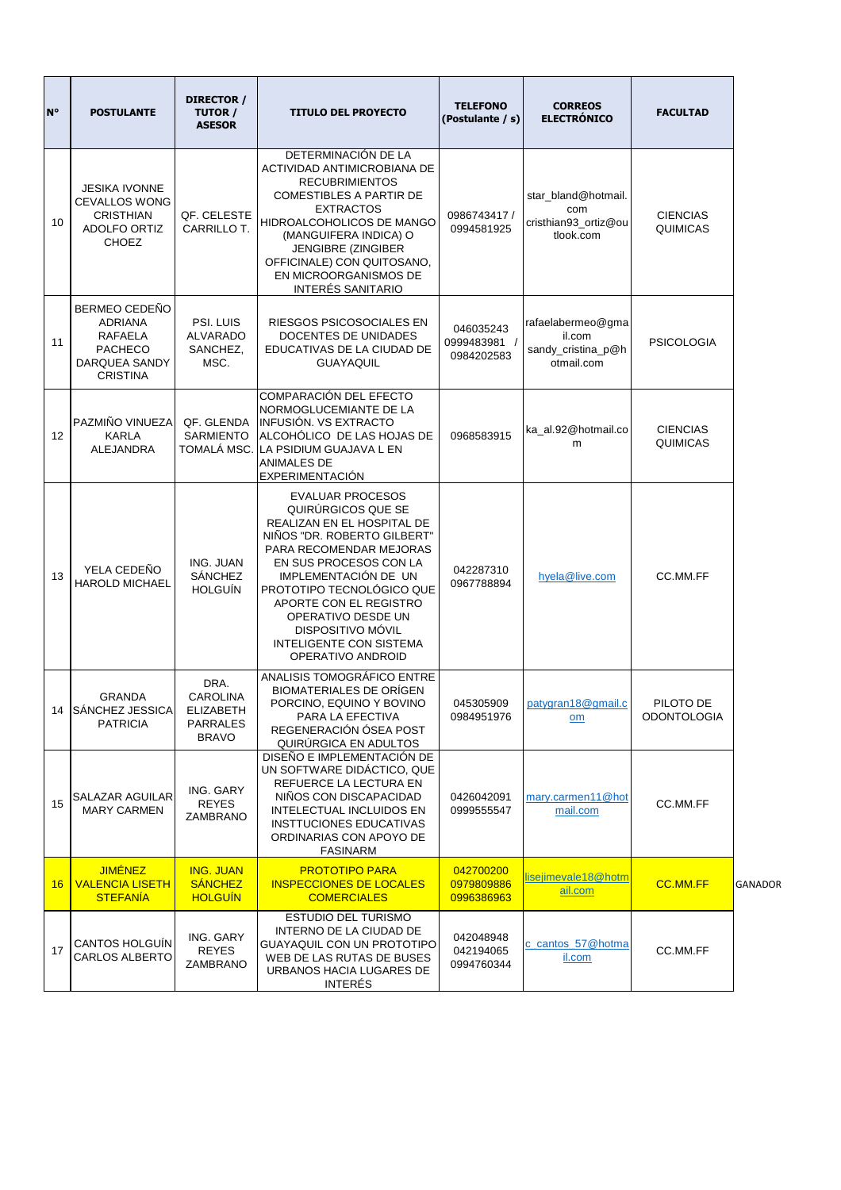| N° | POSTULANTE | DIRECTOR / TUTOR / ASESOR | TITULO DEL PROYECTO | TELEFONO (Postulante / s) | CORREOS ELECTRÓNICO | FACULTAD | |
|---|---|---|---|---|---|---|---|
| 10 | JESIKA IVONNE CEVALLOS WONG CRISTHIAN ADOLFO ORTIZ CHOEZ | QF. CELESTE CARRILLO T. | DETERMINACIÓN DE LA ACTIVIDAD ANTIMICROBIANA DE RECUBRIMIENTOS COMESTIBLES A PARTIR DE EXTRACTOS HIDROALCOHOLICOS DE MANGO (MANGUIFERA INDICA) O JENGIBRE (ZINGIBER OFFICINALE) CON QUITOSANO, EN MICROORGANISMOS DE INTERÉS SANITARIO | 0986743417 / 0994581925 | star_bland@hotmail.com cristhian93_ortiz@outlook.com | CIENCIAS QUIMICAS | |
| 11 | BERMEO CEDEÑO ADRIANA RAFAELA PACHECO DARQUEA SANDY CRISTINA | PSI. LUIS ALVARADO SANCHEZ, MSC. | RIESGOS PSICOSOCIALES EN DOCENTES DE UNIDADES EDUCATIVAS DE LA CIUDAD DE GUAYAQUIL | 046035243 0999483981 / 0984202583 | rafaelabermeo@gmail.com sandy_cristina_p@hotmail.com | PSICOLOGIA | |
| 12 | PAZMIÑO VINUEZA KARLA ALEJANDRA | QF. GLENDA SARMIENTO TOMALÁ MSC. | COMPARACIÓN DEL EFECTO NORMOGLUCEMIANTE DE LA INFUSIÓN. VS EXTRACTO ALCOHÓLICO DE LAS HOJAS DE LA PSIDIUM GUAJAVA L EN ANIMALES DE EXPERIMENTACIÓN | 0968583915 | ka_al.92@hotmail.com | CIENCIAS QUIMICAS | |
| 13 | YELA CEDEÑO HAROLD MICHAEL | ING. JUAN SÁNCHEZ HOLGUÍN | EVALUAR PROCESOS QUIRÚRGICOS QUE SE REALIZAN EN EL HOSPITAL DE NIÑOS "DR. ROBERTO GILBERT" PARA RECOMENDAR MEJORAS EN SUS PROCESOS CON LA IMPLEMENTACIÓN DE UN PROTOTIPO TECNOLÓGICO QUE APORTE CON EL REGISTRO OPERATIVO DESDE UN DISPOSITIVO MÓVIL INTELIGENTE CON SISTEMA OPERATIVO ANDROID | 042287310 0967788894 | hyela@live.com | CC.MM.FF | |
| 14 | GRANDA SÁNCHEZ JESSICA PATRICIA | DRA. CAROLINA ELIZABETH PARRALES BRAVO | ANALISIS TOMOGRÁFICO ENTRE BIOMATERIALES DE ORÍGEN PORCINO, EQUINO Y BOVINO PARA LA EFECTIVA REGENERACIÓN ÓSEA POST QUIRÚRGICA EN ADULTOS | 045305909 0984951976 | patygran18@gmail.com | PILOTO DE ODONTOLOGIA | |
| 15 | SALAZAR AGUILAR MARY CARMEN | ING. GARY REYES ZAMBRANO | DISEÑO E IMPLEMENTACIÓN DE UN SOFTWARE DIDÁCTICO, QUE REFUERCE LA LECTURA EN NIÑOS CON DISCAPACIDAD INTELECTUAL INCLUIDOS EN INSTTUCIONES EDUCATIVAS ORDINARIAS CON APOYO DE FASINARM | 0426042091 0999555547 | mary.carmen11@hotmail.com | CC.MM.FF | |
| 16 | JIMÉNEZ VALENCIA LISETH STEFANÍA | ING. JUAN SÁNCHEZ HOLGUÍN | PROTOTIPO PARA INSPECCIONES DE LOCALES COMERCIALES | 042700200 0979809886 0996386963 | lisejimevale18@hotmail.com | CC.MM.FF | GANADOR |
| 17 | CANTOS HOLGUÍN CARLOS ALBERTO | ING. GARY REYES ZAMBRANO | ESTUDIO DEL TURISMO INTERNO DE LA CIUDAD DE GUAYAQUIL CON UN PROTOTIPO WEB DE LAS RUTAS DE BUSES URBANOS HACIA LUGARES DE INTERÉS | 042048948 042194065 0994760344 | c_cantos_57@hotmail.com | CC.MM.FF | |